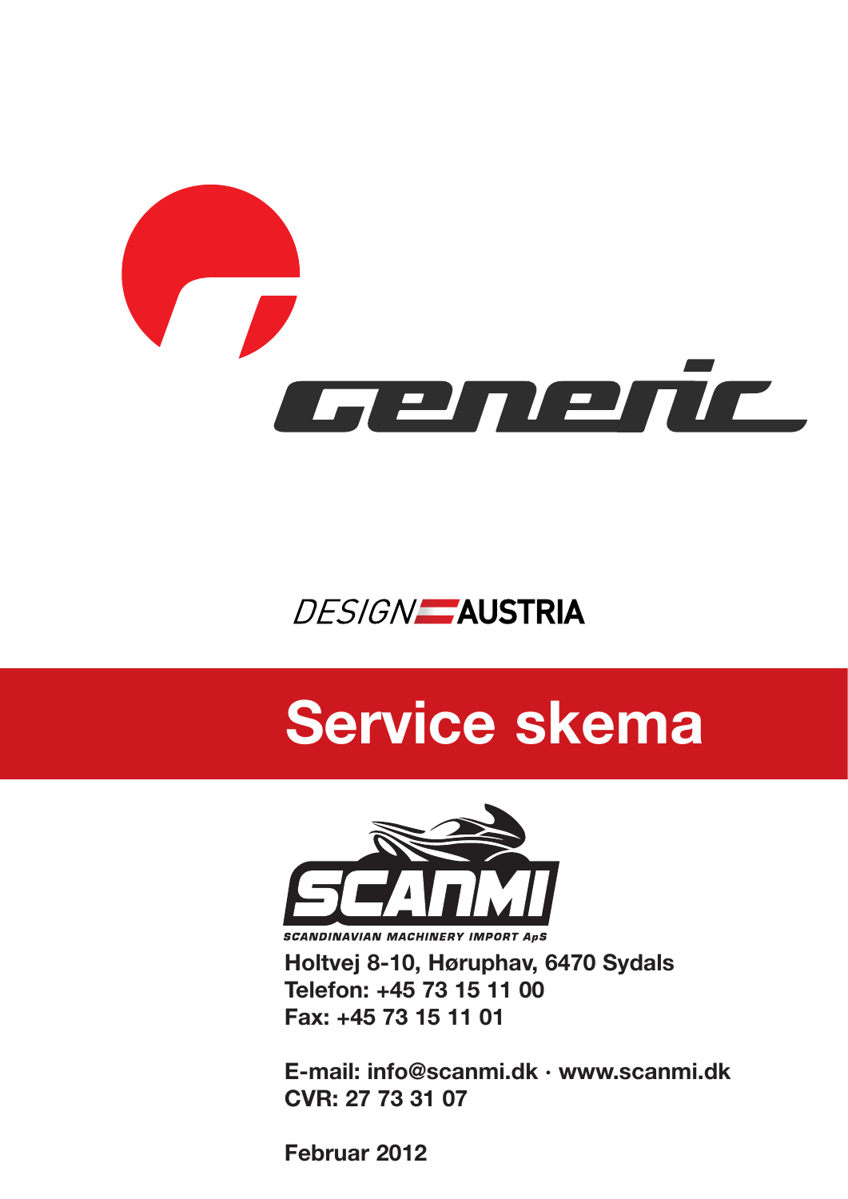generic

DESIGN AUSTRIA

# Service skema

SCANMI

SCANDINAVIAN MACHINERY IMPORT ApS

**Holtvej 8-10, Høruphav, 6470 Sydals**
**Telefon: +45 73 15 11 00**
**Fax: +45 73 15 11 01**

**E-mail: info@scanmi.dk · www.scanmi.dk**
**CVR: 27 73 31 07**

**Februar 2012**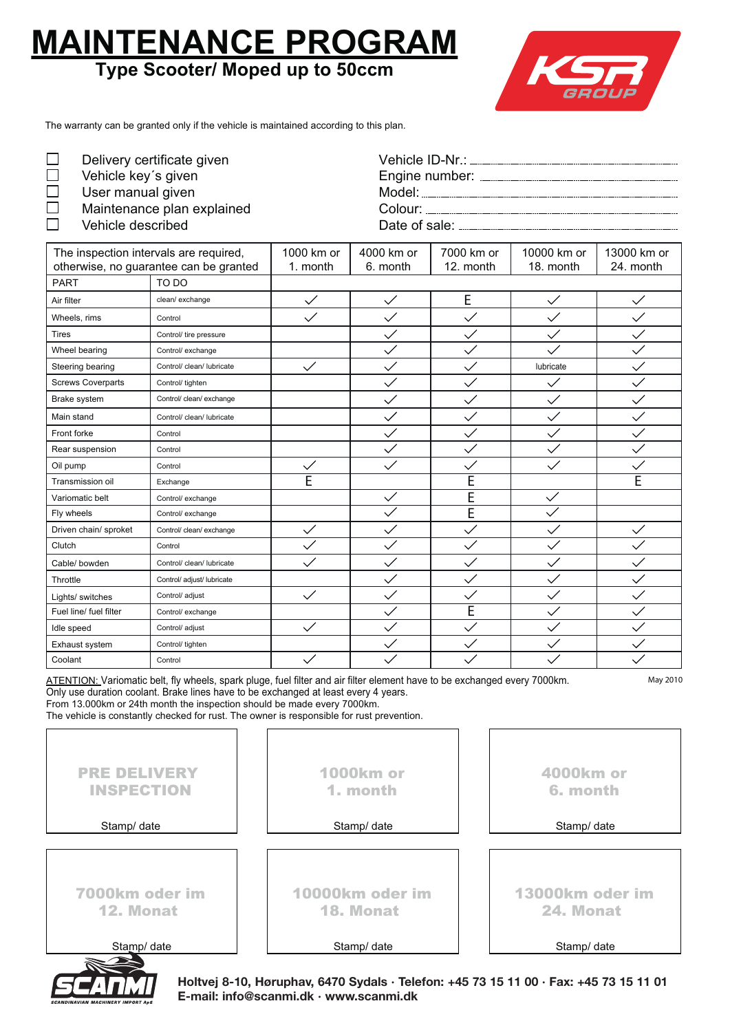# MAINTENANCE PROGRAM

## Type Scooter/ Moped up to 50ccm

KSR GROUP

The warranty can be granted only if the vehicle is maintained according to this plan.

- ☐ Delivery certificate given
- ☐ Vehicle key´s given
- ☐ User manual given
- ☐ Maintenance plan explained
- ☐ Vehicle described

Vehicle ID-Nr.: ............................

Engine number: ............................

Model: ............................

Colour: ............................

Date of sale: ............................

| The inspection intervals are required, otherwise, no guarantee can be granted | | 1000 km or 1. month | 4000 km or 6. month | 7000 km or 12. month | 10000 km or 18. month | 13000 km or 24. month |
|---|---|---|---|---|---|---|
| PART | TO DO | | | | | |
| Air filter | clean/ exchange | ✓ | ✓ | E | ✓ | ✓ |
| Wheels, rims | Control | ✓ | ✓ | ✓ | ✓ | ✓ |
| Tires | Control/ tire pressure | | ✓ | ✓ | ✓ | ✓ |
| Wheel bearing | Control/ exchange | | ✓ | ✓ | ✓ | ✓ |
| Steering bearing | Control/ clean/ lubricate | ✓ | ✓ | ✓ | lubricate | ✓ |
| Screws Coverparts | Control/ tighten | | ✓ | ✓ | ✓ | ✓ |
| Brake system | Control/ clean/ exchange | | ✓ | ✓ | ✓ | ✓ |
| Main stand | Control/ clean/ lubricate | | ✓ | ✓ | ✓ | ✓ |
| Front forke | Control | | ✓ | ✓ | ✓ | ✓ |
| Rear suspension | Control | | ✓ | ✓ | ✓ | ✓ |
| Oil pump | Control | ✓ | ✓ | ✓ | ✓ | ✓ |
| Transmission oil | Exchange | E | | E | | E |
| Variomatic belt | Control/ exchange | | ✓ | E | ✓ | |
| Fly wheels | Control/ exchange | | ✓ | E | ✓ | |
| Driven chain/ sproket | Control/ clean/ exchange | ✓ | ✓ | ✓ | ✓ | ✓ |
| Clutch | Control | ✓ | ✓ | ✓ | ✓ | ✓ |
| Cable/ bowden | Control/ clean/ lubricate | ✓ | ✓ | ✓ | ✓ | ✓ |
| Throttle | Control/ adjust/ lubricate | | ✓ | ✓ | ✓ | ✓ |
| Lights/ switches | Control/ adjust | ✓ | ✓ | ✓ | ✓ | ✓ |
| Fuel line/ fuel filter | Control/ exchange | | ✓ | E | ✓ | ✓ |
| Idle speed | Control/ adjust | ✓ | ✓ | ✓ | ✓ | ✓ |
| Exhaust system | Control/ tighten | | ✓ | ✓ | ✓ | ✓ |
| Coolant | Control | ✓ | ✓ | ✓ | ✓ | ✓ |

ATENTION: Variomatic belt, fly wheels, spark pluge, fuel filter and air filter element have to be exchanged every 7000km.
Only use duration coolant. Brake lines have to be exchanged at least every 4 years.
From 13.000km or 24th month the inspection should be made every 7000km.
The vehicle is constantly checked for rust. The owner is responsible for rust prevention.

May 2010

| | | |
|---|---|---|
| PRE DELIVERY INSPECTION<br><br>Stamp/ date | 1000km or 1. month<br><br>Stamp/ date | 4000km or 6. month<br><br>Stamp/ date |
| 7000km oder im 12. Monat<br><br>Stamp/ date | 10000km oder im 18. Monat<br><br>Stamp/ date | 13000km oder im 24. Monat<br><br>Stamp/ date |

SCANMI — SCANDINAVIAN MACHINERY IMPORT ApS

**Holtvej 8-10, Høruphav, 6470 Sydals · Telefon: +45 73 15 11 00 · Fax: +45 73 15 11 01**
**E-mail: info@scanmi.dk · www.scanmi.dk**